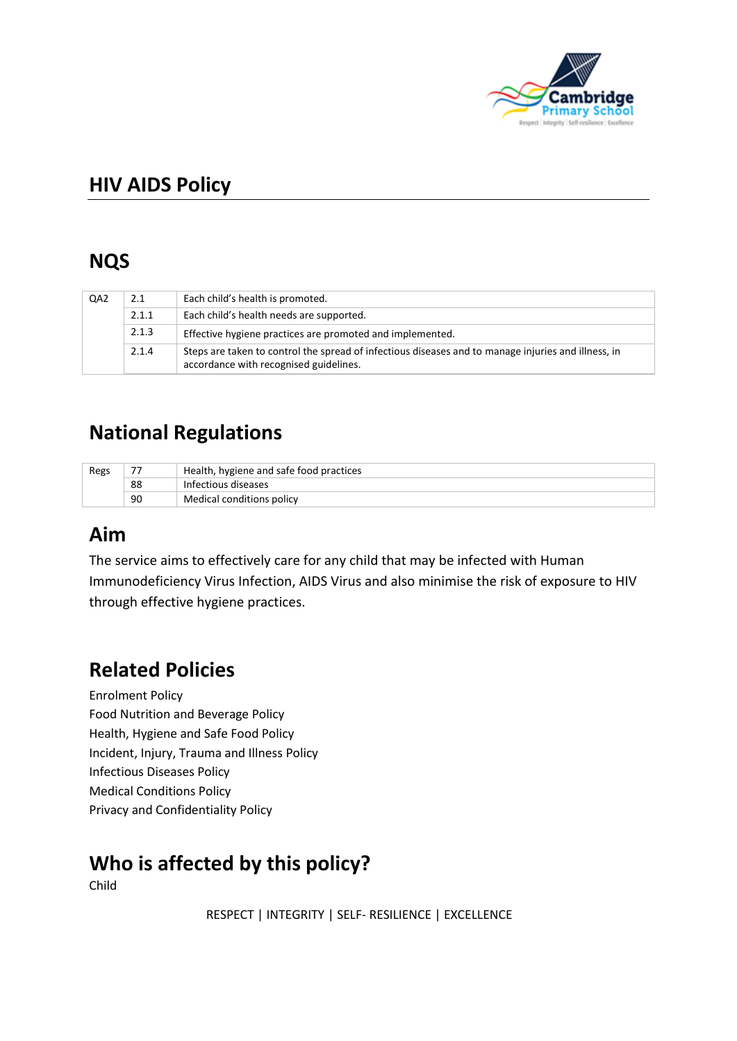# HIV AIDS Policy

## NQS

| | | |
|---|---|---|
| QA2 | 2.1 | Each child's health is promoted. |
| | 2.1.1 | Each child's health needs are supported. |
| | 2.1.3 | Effective hygiene practices are promoted and implemented. |
| | 2.1.4 | Steps are taken to control the spread of infectious diseases and to manage injuries and illness, in accordance with recognised guidelines. |

## National Regulations

| | | |
|---|---|---|
| Regs | 77 | Health, hygiene and safe food practices |
| | 88 | Infectious diseases |
| | 90 | Medical conditions policy |

## Aim

The service aims to effectively care for any child that may be infected with Human Immunodeficiency Virus Infection, AIDS Virus and also minimise the risk of exposure to HIV through effective hygiene practices.

## Related Policies

Enrolment Policy
Food Nutrition and Beverage Policy
Health, Hygiene and Safe Food Policy
Incident, Injury, Trauma and Illness Policy
Infectious Diseases Policy
Medical Conditions Policy
Privacy and Confidentiality Policy

## Who is affected by this policy?

Child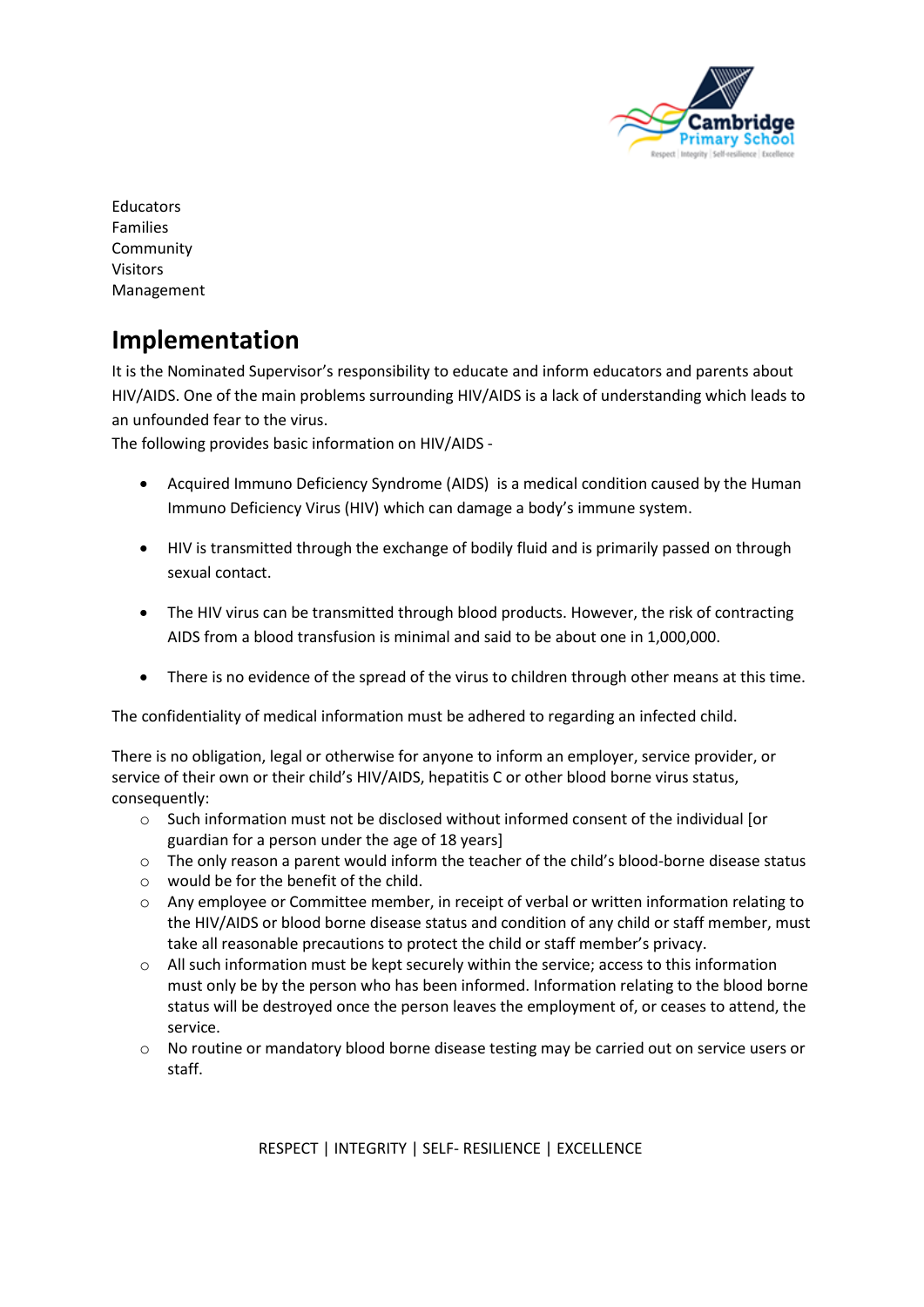Educators
Families
Community
Visitors
Management

# Implementation

It is the Nominated Supervisor's responsibility to educate and inform educators and parents about HIV/AIDS. One of the main problems surrounding HIV/AIDS is a lack of understanding which leads to an unfounded fear to the virus.
The following provides basic information on HIV/AIDS -

- Acquired Immuno Deficiency Syndrome (AIDS) is a medical condition caused by the Human Immuno Deficiency Virus (HIV) which can damage a body's immune system.

- HIV is transmitted through the exchange of bodily fluid and is primarily passed on through sexual contact.

- The HIV virus can be transmitted through blood products. However, the risk of contracting AIDS from a blood transfusion is minimal and said to be about one in 1,000,000.

- There is no evidence of the spread of the virus to children through other means at this time.

The confidentiality of medical information must be adhered to regarding an infected child.

There is no obligation, legal or otherwise for anyone to inform an employer, service provider, or service of their own or their child's HIV/AIDS, hepatitis C or other blood borne virus status, consequently:

- Such information must not be disclosed without informed consent of the individual [or guardian for a person under the age of 18 years]
- The only reason a parent would inform the teacher of the child's blood-borne disease status
- would be for the benefit of the child.
- Any employee or Committee member, in receipt of verbal or written information relating to the HIV/AIDS or blood borne disease status and condition of any child or staff member, must take all reasonable precautions to protect the child or staff member's privacy.
- All such information must be kept securely within the service; access to this information must only be by the person who has been informed. Information relating to the blood borne status will be destroyed once the person leaves the employment of, or ceases to attend, the service.
- No routine or mandatory blood borne disease testing may be carried out on service users or staff.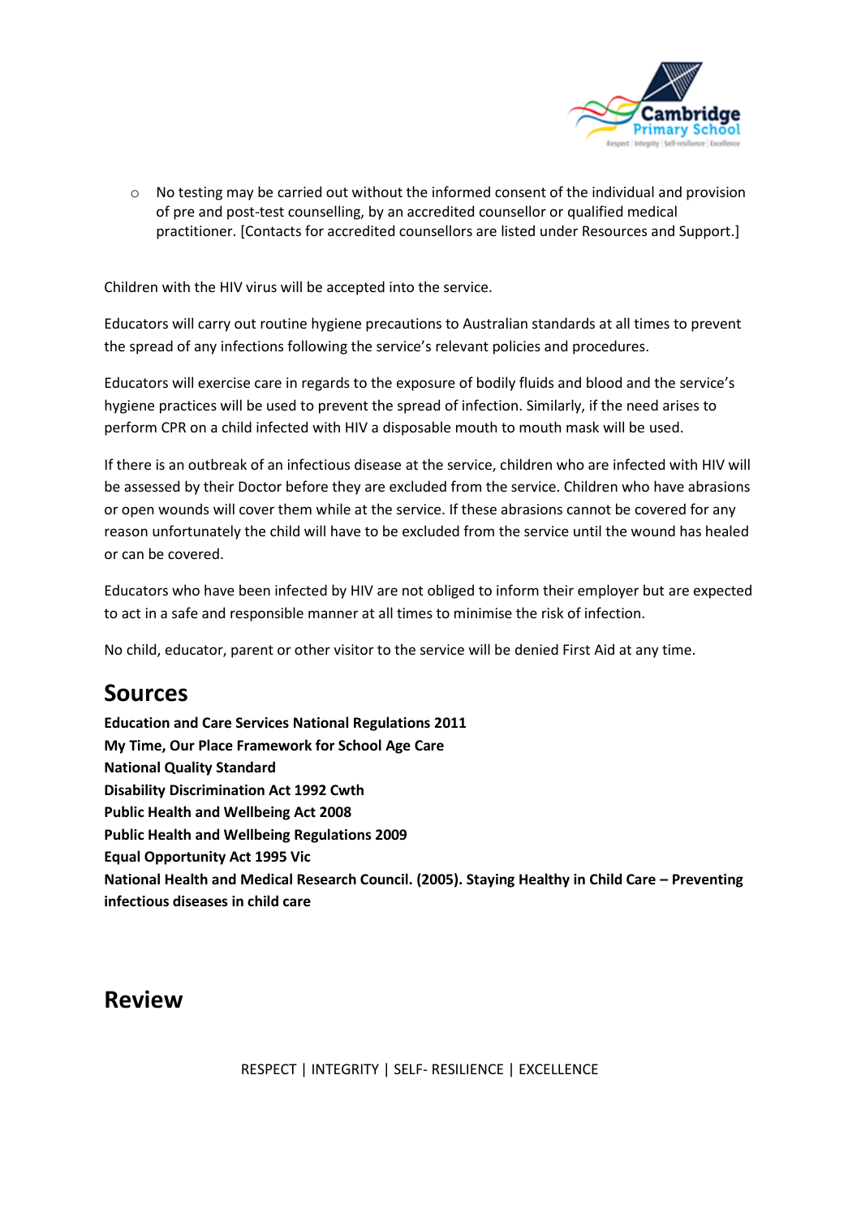- No testing may be carried out without the informed consent of the individual and provision of pre and post-test counselling, by an accredited counsellor or qualified medical practitioner. [Contacts for accredited counsellors are listed under Resources and Support.]

Children with the HIV virus will be accepted into the service.

Educators will carry out routine hygiene precautions to Australian standards at all times to prevent the spread of any infections following the service's relevant policies and procedures.

Educators will exercise care in regards to the exposure of bodily fluids and blood and the service's hygiene practices will be used to prevent the spread of infection. Similarly, if the need arises to perform CPR on a child infected with HIV a disposable mouth to mouth mask will be used.

If there is an outbreak of an infectious disease at the service, children who are infected with HIV will be assessed by their Doctor before they are excluded from the service. Children who have abrasions or open wounds will cover them while at the service. If these abrasions cannot be covered for any reason unfortunately the child will have to be excluded from the service until the wound has healed or can be covered.

Educators who have been infected by HIV are not obliged to inform their employer but are expected to act in a safe and responsible manner at all times to minimise the risk of infection.

No child, educator, parent or other visitor to the service will be denied First Aid at any time.

## Sources

**Education and Care Services National Regulations 2011**
**My Time, Our Place Framework for School Age Care**
**National Quality Standard**
**Disability Discrimination Act 1992 Cwth**
**Public Health and Wellbeing Act 2008**
**Public Health and Wellbeing Regulations 2009**
**Equal Opportunity Act 1995 Vic**
**National Health and Medical Research Council. (2005). Staying Healthy in Child Care – Preventing infectious diseases in child care**

## Review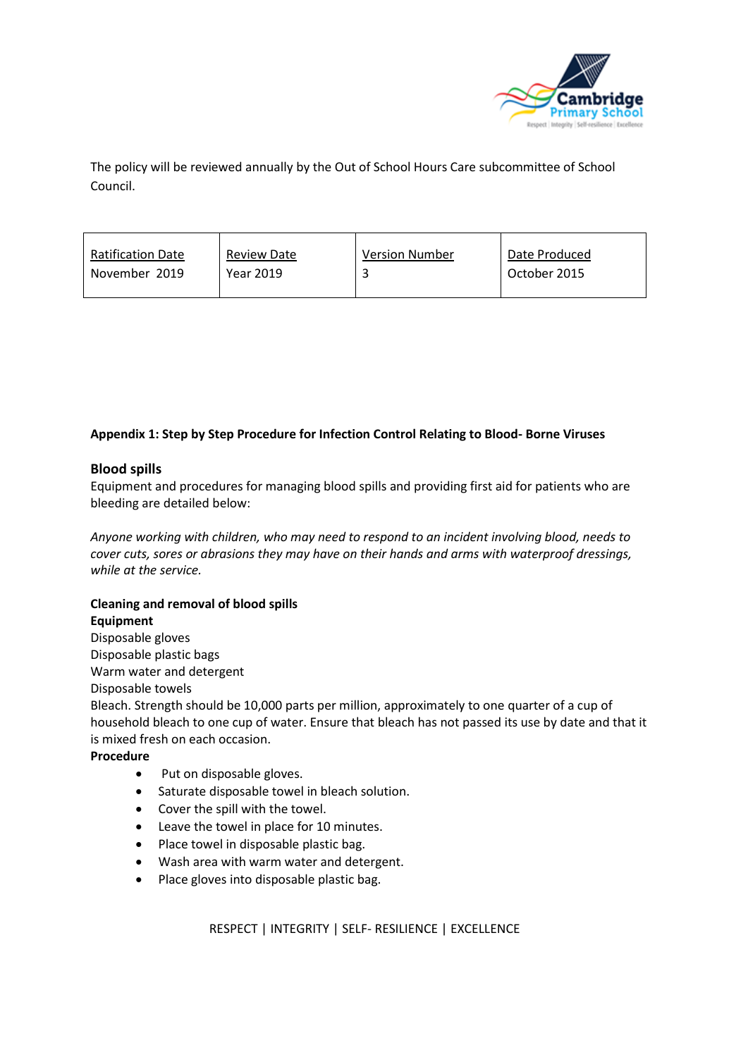The policy will be reviewed annually by the Out of School Hours Care subcommittee of School Council.

| Ratification Date | Review Date | Version Number | Date Produced |
|---|---|---|---|
| November 2019 | Year 2019 | 3 | October 2015 |

**Appendix 1: Step by Step Procedure for Infection Control Relating to Blood- Borne Viruses**

## Blood spills

Equipment and procedures for managing blood spills and providing first aid for patients who are bleeding are detailed below:

*Anyone working with children, who may need to respond to an incident involving blood, needs to cover cuts, sores or abrasions they may have on their hands and arms with waterproof dressings, while at the service.*

**Cleaning and removal of blood spills**

**Equipment**

Disposable gloves
Disposable plastic bags
Warm water and detergent
Disposable towels
Bleach. Strength should be 10,000 parts per million, approximately to one quarter of a cup of household bleach to one cup of water. Ensure that bleach has not passed its use by date and that it is mixed fresh on each occasion.

**Procedure**

- Put on disposable gloves.
- Saturate disposable towel in bleach solution.
- Cover the spill with the towel.
- Leave the towel in place for 10 minutes.
- Place towel in disposable plastic bag.
- Wash area with warm water and detergent.
- Place gloves into disposable plastic bag.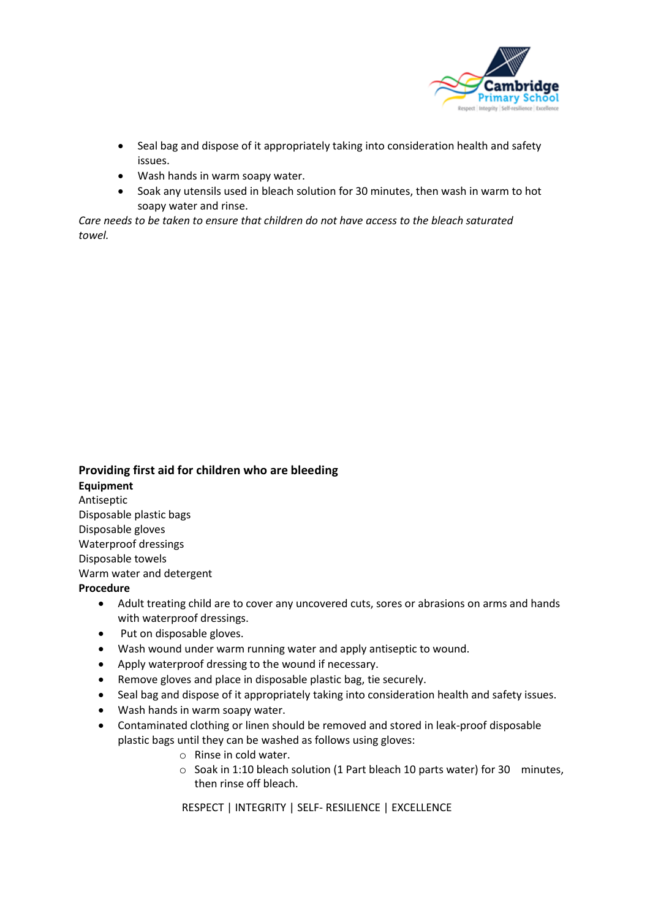- Seal bag and dispose of it appropriately taking into consideration health and safety issues.
- Wash hands in warm soapy water.
- Soak any utensils used in bleach solution for 30 minutes, then wash in warm to hot soapy water and rinse.

*Care needs to be taken to ensure that children do not have access to the bleach saturated towel.*

## Providing first aid for children who are bleeding

**Equipment**

Antiseptic
Disposable plastic bags
Disposable gloves
Waterproof dressings
Disposable towels
Warm water and detergent

**Procedure**

- Adult treating child are to cover any uncovered cuts, sores or abrasions on arms and hands with waterproof dressings.
- Put on disposable gloves.
- Wash wound under warm running water and apply antiseptic to wound.
- Apply waterproof dressing to the wound if necessary.
- Remove gloves and place in disposable plastic bag, tie securely.
- Seal bag and dispose of it appropriately taking into consideration health and safety issues.
- Wash hands in warm soapy water.
- Contaminated clothing or linen should be removed and stored in leak-proof disposable plastic bags until they can be washed as follows using gloves:
    - Rinse in cold water.
    - Soak in 1:10 bleach solution (1 Part bleach 10 parts water) for 30 minutes, then rinse off bleach.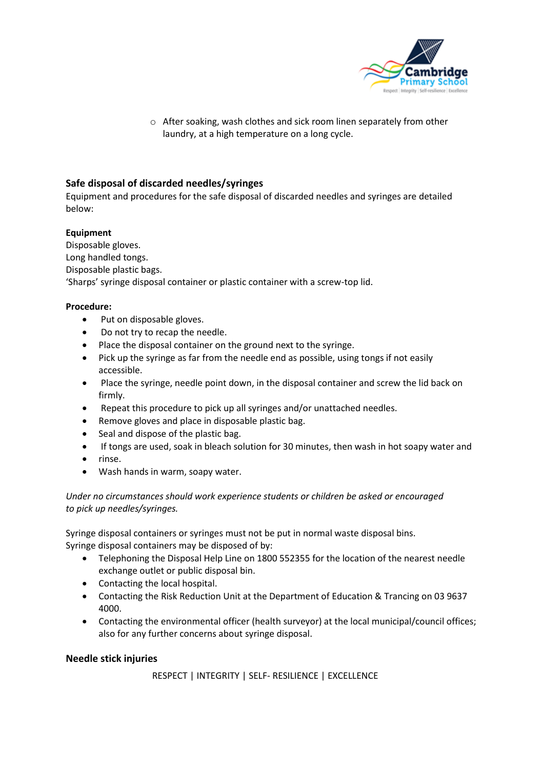- After soaking, wash clothes and sick room linen separately from other laundry, at a high temperature on a long cycle.

## Safe disposal of discarded needles/syringes

Equipment and procedures for the safe disposal of discarded needles and syringes are detailed below:

**Equipment**

Disposable gloves.
Long handled tongs.
Disposable plastic bags.
'Sharps' syringe disposal container or plastic container with a screw-top lid.

**Procedure:**

- Put on disposable gloves.
- Do not try to recap the needle.
- Place the disposal container on the ground next to the syringe.
- Pick up the syringe as far from the needle end as possible, using tongs if not easily accessible.
- Place the syringe, needle point down, in the disposal container and screw the lid back on firmly.
- Repeat this procedure to pick up all syringes and/or unattached needles.
- Remove gloves and place in disposable plastic bag.
- Seal and dispose of the plastic bag.
- If tongs are used, soak in bleach solution for 30 minutes, then wash in hot soapy water and
- rinse.
- Wash hands in warm, soapy water.

*Under no circumstances should work experience students or children be asked or encouraged to pick up needles/syringes.*

Syringe disposal containers or syringes must not be put in normal waste disposal bins.
Syringe disposal containers may be disposed of by:

- Telephoning the Disposal Help Line on 1800 552355 for the location of the nearest needle exchange outlet or public disposal bin.
- Contacting the local hospital.
- Contacting the Risk Reduction Unit at the Department of Education & Trancing on 03 9637 4000.
- Contacting the environmental officer (health surveyor) at the local municipal/council offices; also for any further concerns about syringe disposal.

## Needle stick injuries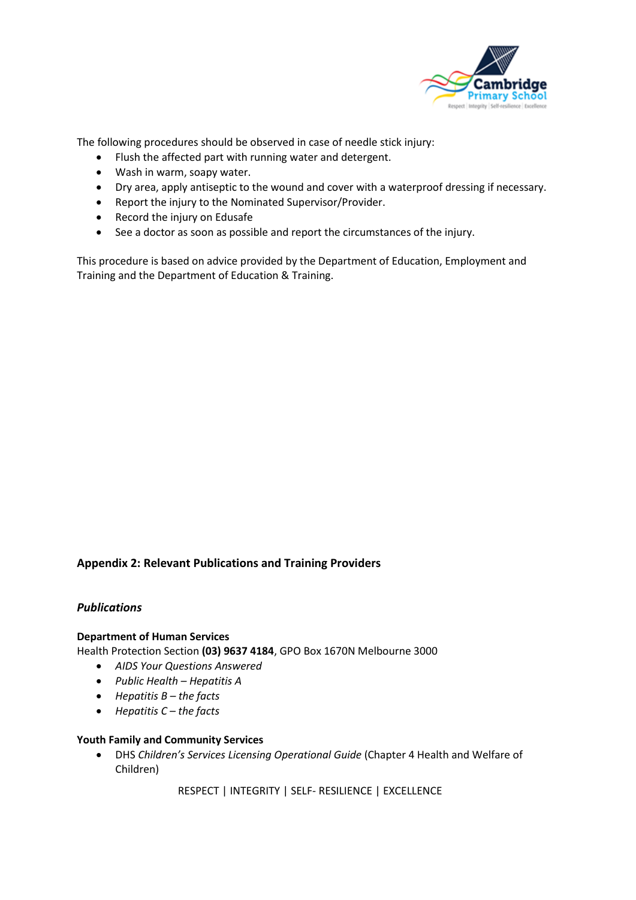The following procedures should be observed in case of needle stick injury:

- Flush the affected part with running water and detergent.
- Wash in warm, soapy water.
- Dry area, apply antiseptic to the wound and cover with a waterproof dressing if necessary.
- Report the injury to the Nominated Supervisor/Provider.
- Record the injury on Edusafe
- See a doctor as soon as possible and report the circumstances of the injury.

This procedure is based on advice provided by the Department of Education, Employment and Training and the Department of Education & Training.

## Appendix 2: Relevant Publications and Training Providers

### *Publications*

**Department of Human Services**

Health Protection Section **(03) 9637 4184**, GPO Box 1670N Melbourne 3000

- *AIDS Your Questions Answered*
- *Public Health – Hepatitis A*
- *Hepatitis B – the facts*
- *Hepatitis C – the facts*

**Youth Family and Community Services**

- DHS *Children's Services Licensing Operational Guide* (Chapter 4 Health and Welfare of Children)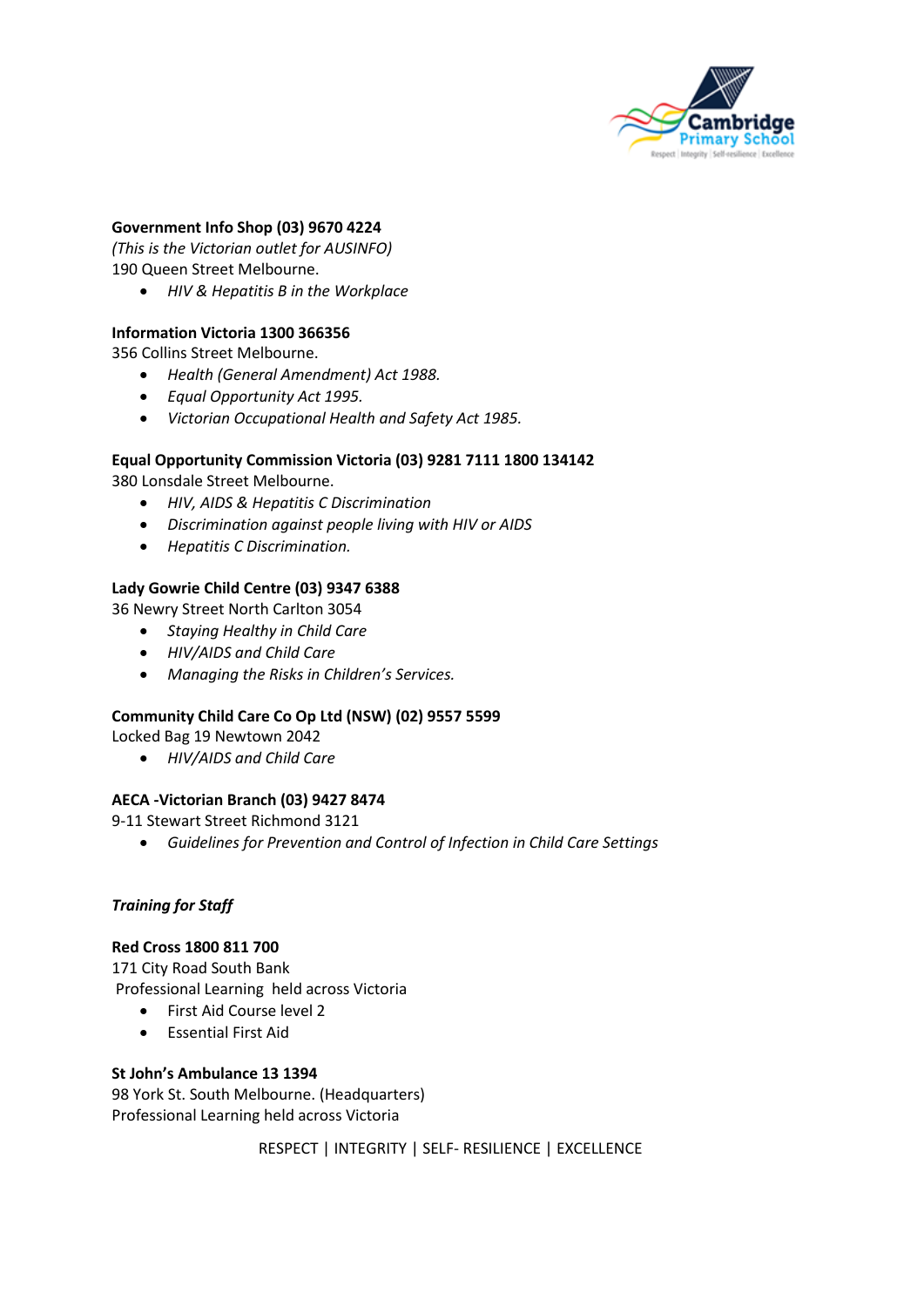**Government Info Shop (03) 9670 4224**
*(This is the Victorian outlet for AUSINFO)*
190 Queen Street Melbourne.

- *HIV & Hepatitis B in the Workplace*

**Information Victoria 1300 366356**
356 Collins Street Melbourne.

- *Health (General Amendment) Act 1988.*
- *Equal Opportunity Act 1995.*
- *Victorian Occupational Health and Safety Act 1985.*

**Equal Opportunity Commission Victoria (03) 9281 7111 1800 134142**
380 Lonsdale Street Melbourne.

- *HIV, AIDS & Hepatitis C Discrimination*
- *Discrimination against people living with HIV or AIDS*
- *Hepatitis C Discrimination.*

**Lady Gowrie Child Centre (03) 9347 6388**
36 Newry Street North Carlton 3054

- *Staying Healthy in Child Care*
- *HIV/AIDS and Child Care*
- *Managing the Risks in Children's Services.*

**Community Child Care Co Op Ltd (NSW) (02) 9557 5599**
Locked Bag 19 Newtown 2042

- *HIV/AIDS and Child Care*

**AECA -Victorian Branch (03) 9427 8474**
9-11 Stewart Street Richmond 3121

- *Guidelines for Prevention and Control of Infection in Child Care Settings*

***Training for Staff***

**Red Cross 1800 811 700**
171 City Road South Bank
Professional Learning held across Victoria

- First Aid Course level 2
- Essential First Aid

**St John's Ambulance 13 1394**
98 York St. South Melbourne. (Headquarters)
Professional Learning held across Victoria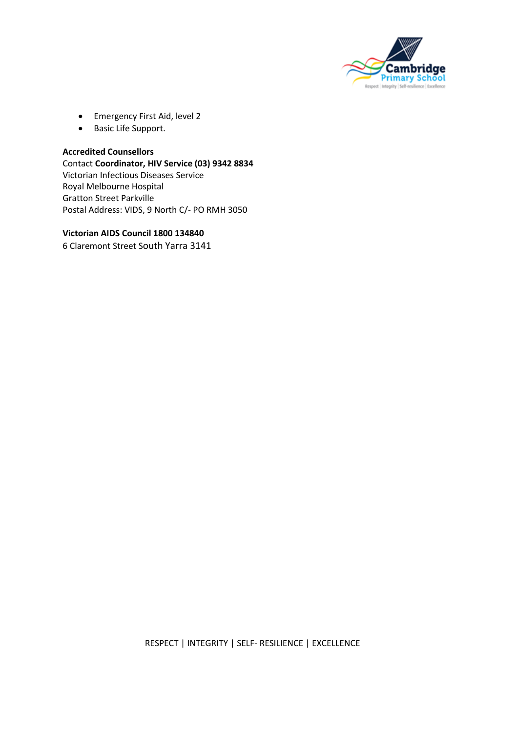- Emergency First Aid, level 2
- Basic Life Support.

**Accredited Counsellors**
Contact **Coordinator, HIV Service (03) 9342 8834**
Victorian Infectious Diseases Service
Royal Melbourne Hospital
Gratton Street Parkville
Postal Address: VIDS, 9 North C/- PO RMH 3050

**Victorian AIDS Council 1800 134840**
6 Claremont Street South Yarra 3141